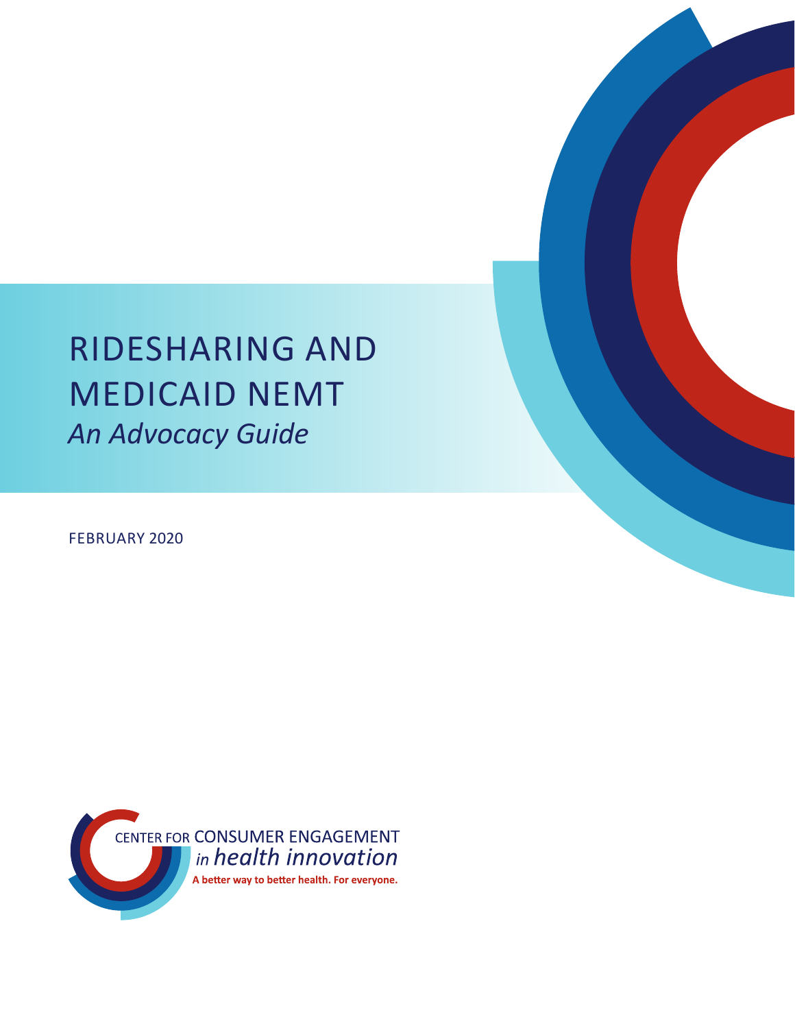# RIDESHARING AND MEDICAID NEMT

*An Advocacy Guide*

FEBRUARY 2020

CENTER FOR CONSUMER ENGAGEMENT *in health innovation*

**A better way to better health. For everyone.**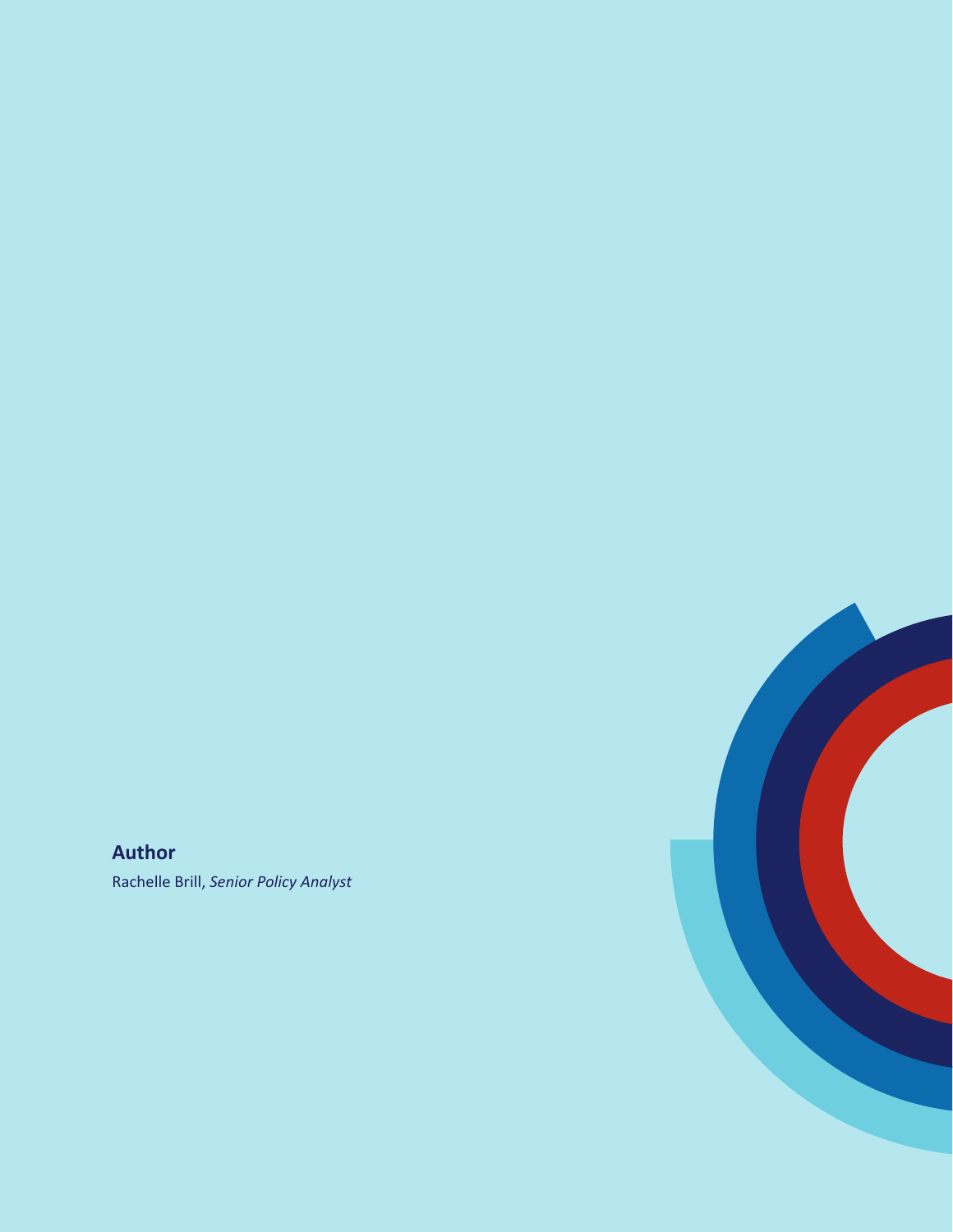**Author**

Rachelle Brill, *Senior Policy Analyst*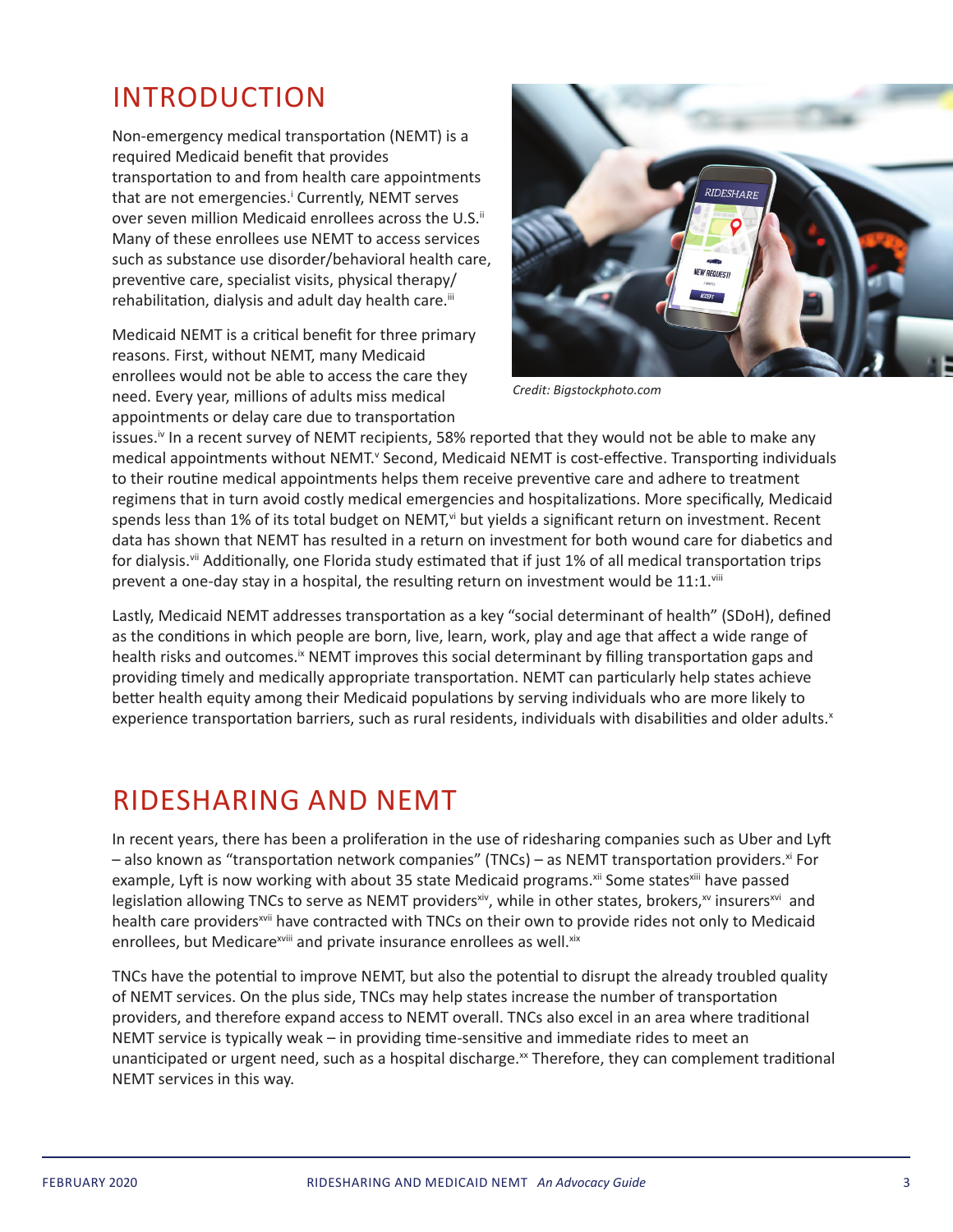## INTRODUCTION

Non-emergency medical transportation (NEMT) is a required Medicaid benefit that provides transportation to and from health care appointments that are not emergencies.[i] Currently, NEMT serves over seven million Medicaid enrollees across the U.S.[ii] Many of these enrollees use NEMT to access services such as substance use disorder/behavioral health care, preventive care, specialist visits, physical therapy/rehabilitation, dialysis and adult day health care.[iii]

Credit: Bigstockphoto.com

Medicaid NEMT is a critical benefit for three primary reasons. First, without NEMT, many Medicaid enrollees would not be able to access the care they need. Every year, millions of adults miss medical appointments or delay care due to transportation issues.[iv] In a recent survey of NEMT recipients, 58% reported that they would not be able to make any medical appointments without NEMT.[v] Second, Medicaid NEMT is cost-effective. Transporting individuals to their routine medical appointments helps them receive preventive care and adhere to treatment regimens that in turn avoid costly medical emergencies and hospitalizations. More specifically, Medicaid spends less than 1% of its total budget on NEMT,[vi] but yields a significant return on investment. Recent data has shown that NEMT has resulted in a return on investment for both wound care for diabetics and for dialysis.[vii] Additionally, one Florida study estimated that if just 1% of all medical transportation trips prevent a one-day stay in a hospital, the resulting return on investment would be 11:1.[viii]

Lastly, Medicaid NEMT addresses transportation as a key "social determinant of health" (SDoH), defined as the conditions in which people are born, live, learn, work, play and age that affect a wide range of health risks and outcomes.[ix] NEMT improves this social determinant by filling transportation gaps and providing timely and medically appropriate transportation. NEMT can particularly help states achieve better health equity among their Medicaid populations by serving individuals who are more likely to experience transportation barriers, such as rural residents, individuals with disabilities and older adults.[x]

## RIDESHARING AND NEMT

In recent years, there has been a proliferation in the use of ridesharing companies such as Uber and Lyft – also known as "transportation network companies" (TNCs) – as NEMT transportation providers.[xi] For example, Lyft is now working with about 35 state Medicaid programs.[xii] Some states[xiii] have passed legislation allowing TNCs to serve as NEMT providers[xiv], while in other states, brokers,[xv] insurers[xvi] and health care providers[xvii] have contracted with TNCs on their own to provide rides not only to Medicaid enrollees, but Medicare[xviii] and private insurance enrollees as well.[xix]

TNCs have the potential to improve NEMT, but also the potential to disrupt the already troubled quality of NEMT services. On the plus side, TNCs may help states increase the number of transportation providers, and therefore expand access to NEMT overall. TNCs also excel in an area where traditional NEMT service is typically weak – in providing time-sensitive and immediate rides to meet an unanticipated or urgent need, such as a hospital discharge.[xx] Therefore, they can complement traditional NEMT services in this way.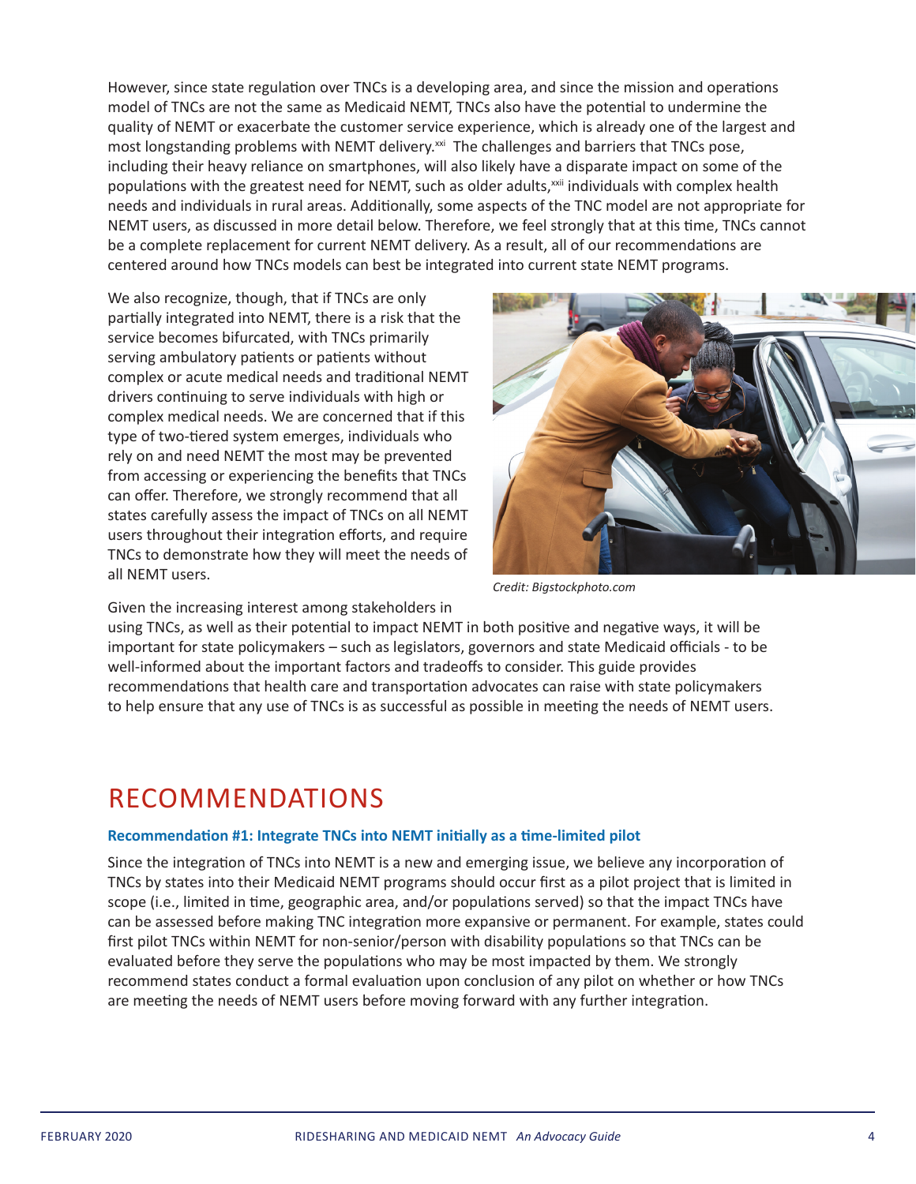However, since state regulation over TNCs is a developing area, and since the mission and operations model of TNCs are not the same as Medicaid NEMT, TNCs also have the potential to undermine the quality of NEMT or exacerbate the customer service experience, which is already one of the largest and most longstanding problems with NEMT delivery.[xxi] The challenges and barriers that TNCs pose, including their heavy reliance on smartphones, will also likely have a disparate impact on some of the populations with the greatest need for NEMT, such as older adults,[xxii] individuals with complex health needs and individuals in rural areas. Additionally, some aspects of the TNC model are not appropriate for NEMT users, as discussed in more detail below. Therefore, we feel strongly that at this time, TNCs cannot be a complete replacement for current NEMT delivery. As a result, all of our recommendations are centered around how TNCs models can best be integrated into current state NEMT programs.

We also recognize, though, that if TNCs are only partially integrated into NEMT, there is a risk that the service becomes bifurcated, with TNCs primarily serving ambulatory patients or patients without complex or acute medical needs and traditional NEMT drivers continuing to serve individuals with high or complex medical needs. We are concerned that if this type of two-tiered system emerges, individuals who rely on and need NEMT the most may be prevented from accessing or experiencing the benefits that TNCs can offer. Therefore, we strongly recommend that all states carefully assess the impact of TNCs on all NEMT users throughout their integration efforts, and require TNCs to demonstrate how they will meet the needs of all NEMT users.

*Credit: Bigstockphoto.com*

Given the increasing interest among stakeholders in using TNCs, as well as their potential to impact NEMT in both positive and negative ways, it will be important for state policymakers – such as legislators, governors and state Medicaid officials - to be well-informed about the important factors and tradeoffs to consider. This guide provides recommendations that health care and transportation advocates can raise with state policymakers to help ensure that any use of TNCs is as successful as possible in meeting the needs of NEMT users.

# RECOMMENDATIONS

### Recommendation #1: Integrate TNCs into NEMT initially as a time-limited pilot

Since the integration of TNCs into NEMT is a new and emerging issue, we believe any incorporation of TNCs by states into their Medicaid NEMT programs should occur first as a pilot project that is limited in scope (i.e., limited in time, geographic area, and/or populations served) so that the impact TNCs have can be assessed before making TNC integration more expansive or permanent. For example, states could first pilot TNCs within NEMT for non-senior/person with disability populations so that TNCs can be evaluated before they serve the populations who may be most impacted by them. We strongly recommend states conduct a formal evaluation upon conclusion of any pilot on whether or how TNCs are meeting the needs of NEMT users before moving forward with any further integration.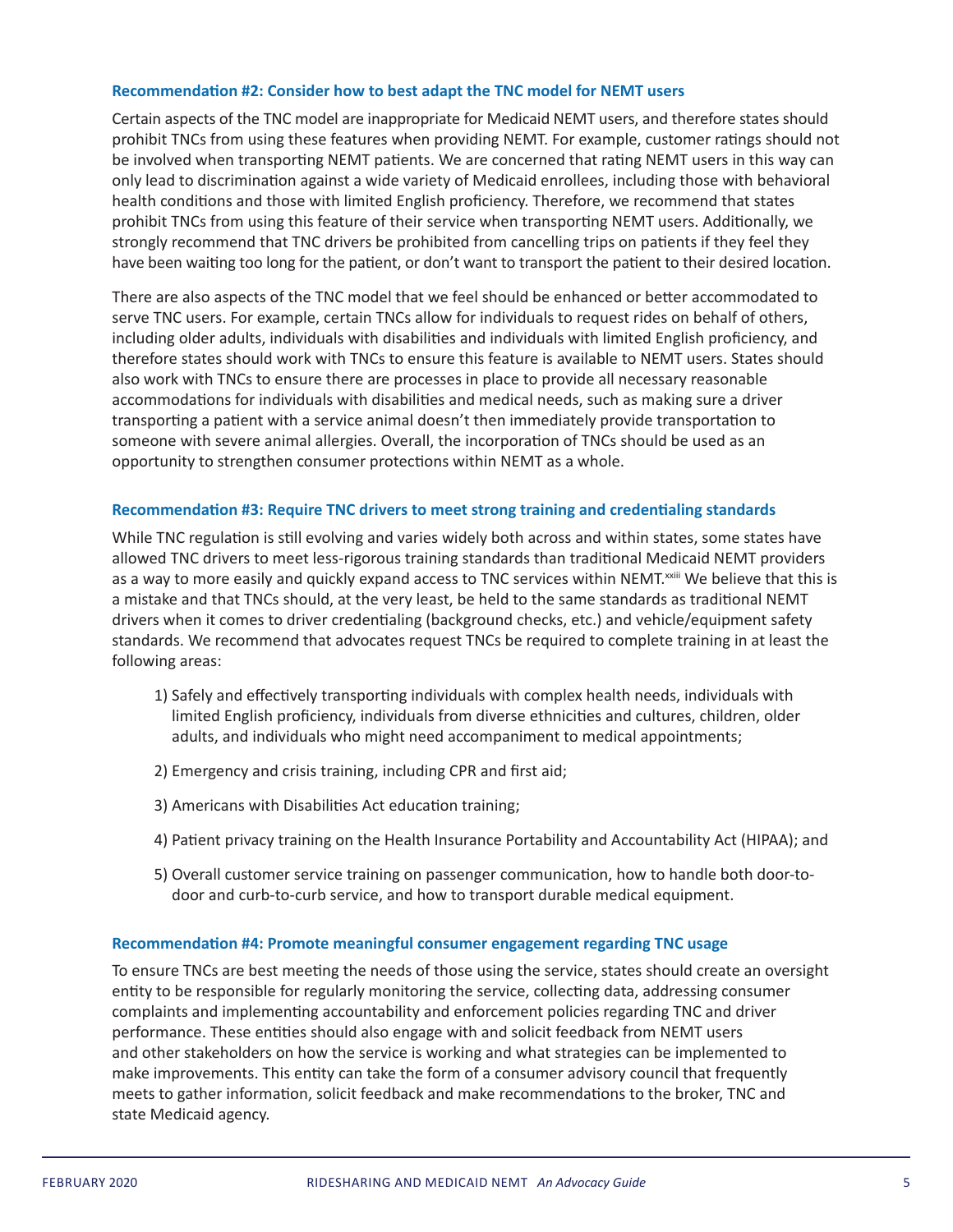### Recommendation #2: Consider how to best adapt the TNC model for NEMT users

Certain aspects of the TNC model are inappropriate for Medicaid NEMT users, and therefore states should prohibit TNCs from using these features when providing NEMT. For example, customer ratings should not be involved when transporting NEMT patients. We are concerned that rating NEMT users in this way can only lead to discrimination against a wide variety of Medicaid enrollees, including those with behavioral health conditions and those with limited English proficiency. Therefore, we recommend that states prohibit TNCs from using this feature of their service when transporting NEMT users. Additionally, we strongly recommend that TNC drivers be prohibited from cancelling trips on patients if they feel they have been waiting too long for the patient, or don't want to transport the patient to their desired location.

There are also aspects of the TNC model that we feel should be enhanced or better accommodated to serve TNC users. For example, certain TNCs allow for individuals to request rides on behalf of others, including older adults, individuals with disabilities and individuals with limited English proficiency, and therefore states should work with TNCs to ensure this feature is available to NEMT users. States should also work with TNCs to ensure there are processes in place to provide all necessary reasonable accommodations for individuals with disabilities and medical needs, such as making sure a driver transporting a patient with a service animal doesn't then immediately provide transportation to someone with severe animal allergies. Overall, the incorporation of TNCs should be used as an opportunity to strengthen consumer protections within NEMT as a whole.

### Recommendation #3: Require TNC drivers to meet strong training and credentialing standards

While TNC regulation is still evolving and varies widely both across and within states, some states have allowed TNC drivers to meet less-rigorous training standards than traditional Medicaid NEMT providers as a way to more easily and quickly expand access to TNC services within NEMT.[xxiii] We believe that this is a mistake and that TNCs should, at the very least, be held to the same standards as traditional NEMT drivers when it comes to driver credentialing (background checks, etc.) and vehicle/equipment safety standards. We recommend that advocates request TNCs be required to complete training in at least the following areas:

1) Safely and effectively transporting individuals with complex health needs, individuals with limited English proficiency, individuals from diverse ethnicities and cultures, children, older adults, and individuals who might need accompaniment to medical appointments;
2) Emergency and crisis training, including CPR and first aid;
3) Americans with Disabilities Act education training;
4) Patient privacy training on the Health Insurance Portability and Accountability Act (HIPAA); and
5) Overall customer service training on passenger communication, how to handle both door-to-door and curb-to-curb service, and how to transport durable medical equipment.

### Recommendation #4: Promote meaningful consumer engagement regarding TNC usage

To ensure TNCs are best meeting the needs of those using the service, states should create an oversight entity to be responsible for regularly monitoring the service, collecting data, addressing consumer complaints and implementing accountability and enforcement policies regarding TNC and driver performance. These entities should also engage with and solicit feedback from NEMT users and other stakeholders on how the service is working and what strategies can be implemented to make improvements. This entity can take the form of a consumer advisory council that frequently meets to gather information, solicit feedback and make recommendations to the broker, TNC and state Medicaid agency.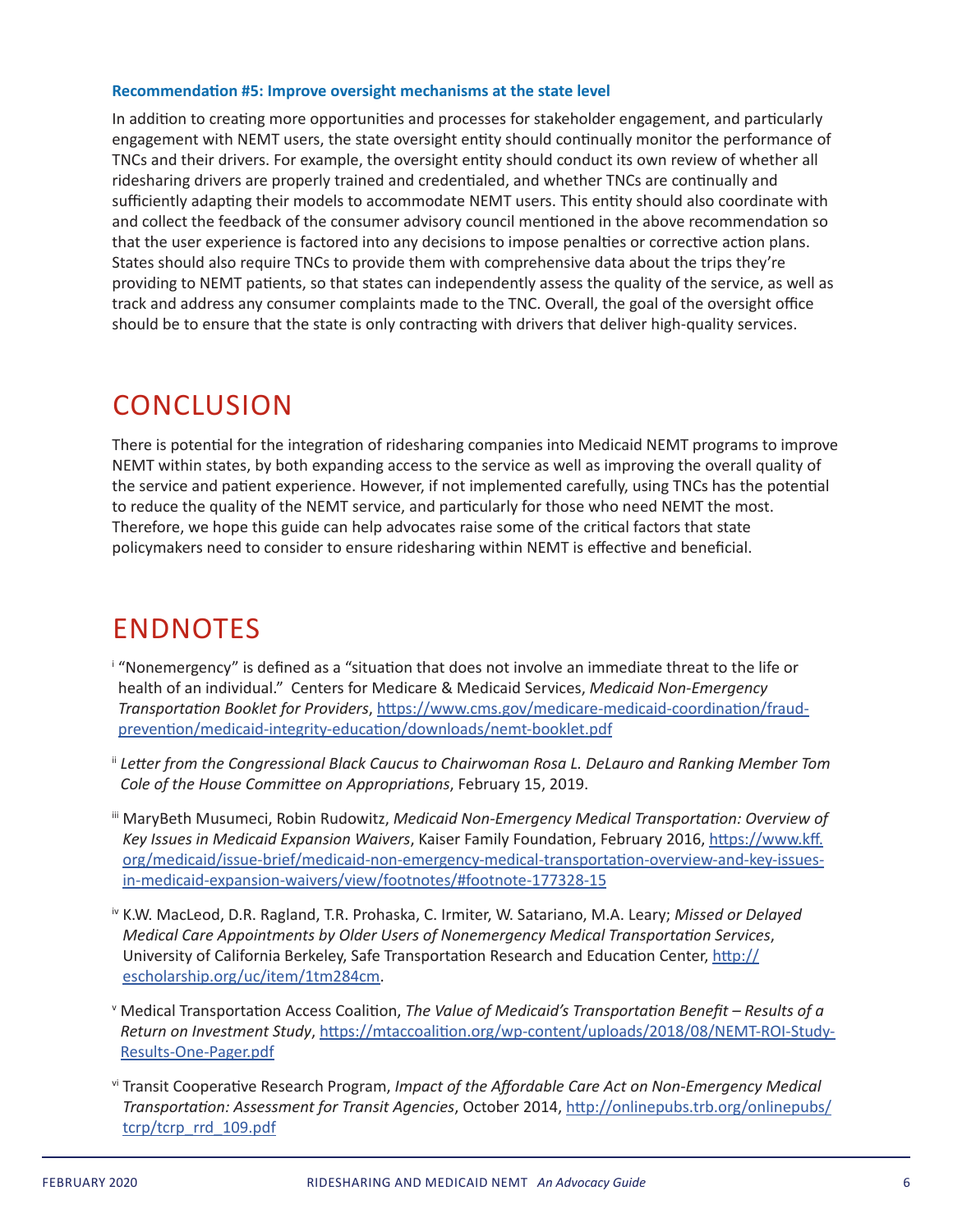**Recommendation #5: Improve oversight mechanisms at the state level**

In addition to creating more opportunities and processes for stakeholder engagement, and particularly engagement with NEMT users, the state oversight entity should continually monitor the performance of TNCs and their drivers. For example, the oversight entity should conduct its own review of whether all ridesharing drivers are properly trained and credentialed, and whether TNCs are continually and sufficiently adapting their models to accommodate NEMT users. This entity should also coordinate with and collect the feedback of the consumer advisory council mentioned in the above recommendation so that the user experience is factored into any decisions to impose penalties or corrective action plans. States should also require TNCs to provide them with comprehensive data about the trips they're providing to NEMT patients, so that states can independently assess the quality of the service, as well as track and address any consumer complaints made to the TNC. Overall, the goal of the oversight office should be to ensure that the state is only contracting with drivers that deliver high-quality services.

# CONCLUSION

There is potential for the integration of ridesharing companies into Medicaid NEMT programs to improve NEMT within states, by both expanding access to the service as well as improving the overall quality of the service and patient experience. However, if not implemented carefully, using TNCs has the potential to reduce the quality of the NEMT service, and particularly for those who need NEMT the most. Therefore, we hope this guide can help advocates raise some of the critical factors that state policymakers need to consider to ensure ridesharing within NEMT is effective and beneficial.

# ENDNOTES

[i] "Nonemergency" is defined as a "situation that does not involve an immediate threat to the life or health of an individual." Centers for Medicare & Medicaid Services, *Medicaid Non-Emergency Transportation Booklet for Providers*, https://www.cms.gov/medicare-medicaid-coordination/fraud-prevention/medicaid-integrity-education/downloads/nemt-booklet.pdf

[ii] *Letter from the Congressional Black Caucus to Chairwoman Rosa L. DeLauro and Ranking Member Tom Cole of the House Committee on Appropriations*, February 15, 2019.

[iii] MaryBeth Musumeci, Robin Rudowitz, *Medicaid Non-Emergency Medical Transportation: Overview of Key Issues in Medicaid Expansion Waivers*, Kaiser Family Foundation, February 2016, https://www.kff.org/medicaid/issue-brief/medicaid-non-emergency-medical-transportation-overview-and-key-issues-in-medicaid-expansion-waivers/view/footnotes/#footnote-177328-15

[iv] K.W. MacLeod, D.R. Ragland, T.R. Prohaska, C. Irmiter, W. Satariano, M.A. Leary; *Missed or Delayed Medical Care Appointments by Older Users of Nonemergency Medical Transportation Services*, University of California Berkeley, Safe Transportation Research and Education Center, http://escholarship.org/uc/item/1tm284cm.

[v] Medical Transportation Access Coalition, *The Value of Medicaid's Transportation Benefit – Results of a Return on Investment Study*, https://mtaccoalition.org/wp-content/uploads/2018/08/NEMT-ROI-Study-Results-One-Pager.pdf

[vi] Transit Cooperative Research Program, *Impact of the Affordable Care Act on Non-Emergency Medical Transportation: Assessment for Transit Agencies*, October 2014, http://onlinepubs.trb.org/onlinepubs/tcrp/tcrp_rrd_109.pdf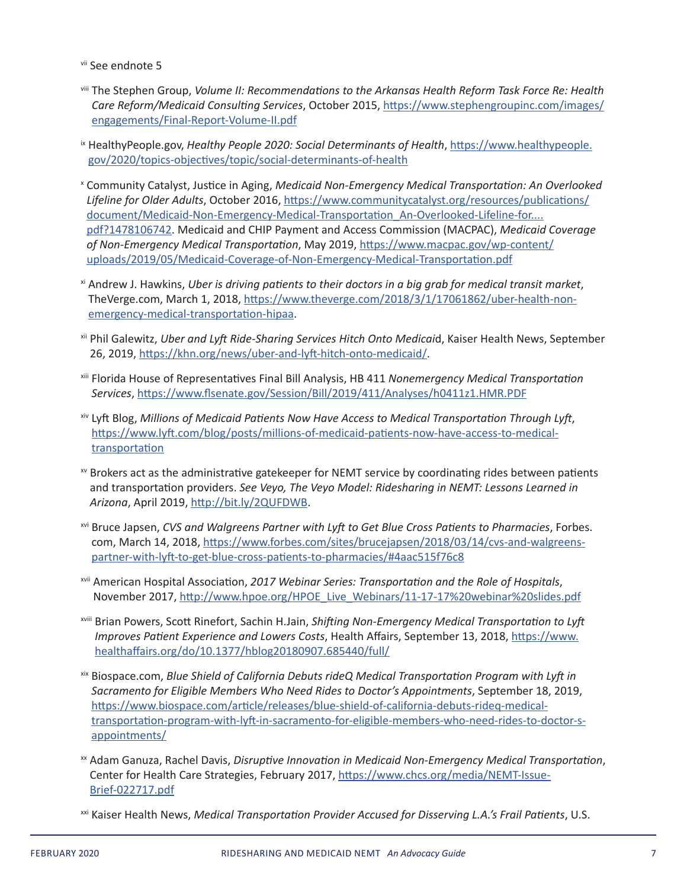[vii] See endnote 5

[viii] The Stephen Group, *Volume II: Recommendations to the Arkansas Health Reform Task Force Re: Health Care Reform/Medicaid Consulting Services*, October 2015, https://www.stephengroupinc.com/images/engagements/Final-Report-Volume-II.pdf

[ix] HealthyPeople.gov, *Healthy People 2020: Social Determinants of Health*, https://www.healthypeople.gov/2020/topics-objectives/topic/social-determinants-of-health

[x] Community Catalyst, Justice in Aging, *Medicaid Non-Emergency Medical Transportation: An Overlooked Lifeline for Older Adults*, October 2016, https://www.communitycatalyst.org/resources/publications/document/Medicaid-Non-Emergency-Medical-Transportation_An-Overlooked-Lifeline-for....pdf?1478106742. Medicaid and CHIP Payment and Access Commission (MACPAC), *Medicaid Coverage of Non-Emergency Medical Transportation*, May 2019, https://www.macpac.gov/wp-content/uploads/2019/05/Medicaid-Coverage-of-Non-Emergency-Medical-Transportation.pdf

[xi] Andrew J. Hawkins, *Uber is driving patients to their doctors in a big grab for medical transit market*, TheVerge.com, March 1, 2018, https://www.theverge.com/2018/3/1/17061862/uber-health-non-emergency-medical-transportation-hipaa.

[xii] Phil Galewitz, *Uber and Lyft Ride-Sharing Services Hitch Onto Medicai*d, Kaiser Health News, September 26, 2019, https://khn.org/news/uber-and-lyft-hitch-onto-medicaid/.

[xiii] Florida House of Representatives Final Bill Analysis, HB 411 *Nonemergency Medical Transportation Services*, https://www.flsenate.gov/Session/Bill/2019/411/Analyses/h0411z1.HMR.PDF

[xiv] Lyft Blog, *Millions of Medicaid Patients Now Have Access to Medical Transportation Through Lyft*, https://www.lyft.com/blog/posts/millions-of-medicaid-patients-now-have-access-to-medical-transportation

[xv] Brokers act as the administrative gatekeeper for NEMT service by coordinating rides between patients and transportation providers. *See Veyo, The Veyo Model: Ridesharing in NEMT: Lessons Learned in Arizona*, April 2019, http://bit.ly/2QUFDWB.

[xvi] Bruce Japsen, *CVS and Walgreens Partner with Lyft to Get Blue Cross Patients to Pharmacies*, Forbes.com, March 14, 2018, https://www.forbes.com/sites/brucejapsen/2018/03/14/cvs-and-walgreens-partner-with-lyft-to-get-blue-cross-patients-to-pharmacies/#4aac515f76c8

[xvii] American Hospital Association, *2017 Webinar Series: Transportation and the Role of Hospitals*, November 2017, http://www.hpoe.org/HPOE_Live_Webinars/11-17-17%20webinar%20slides.pdf

[xviii] Brian Powers, Scott Rinefort, Sachin H.Jain, *Shifting Non-Emergency Medical Transportation to Lyft Improves Patient Experience and Lowers Costs*, Health Affairs, September 13, 2018, https://www.healthaffairs.org/do/10.1377/hblog20180907.685440/full/

[xix] Biospace.com, *Blue Shield of California Debuts rideQ Medical Transportation Program with Lyft in Sacramento for Eligible Members Who Need Rides to Doctor's Appointments*, September 18, 2019, https://www.biospace.com/article/releases/blue-shield-of-california-debuts-rideq-medical-transportation-program-with-lyft-in-sacramento-for-eligible-members-who-need-rides-to-doctor-s-appointments/

[xx] Adam Ganuza, Rachel Davis, *Disruptive Innovation in Medicaid Non-Emergency Medical Transportation*, Center for Health Care Strategies, February 2017, https://www.chcs.org/media/NEMT-Issue-Brief-022717.pdf

[xxi] Kaiser Health News, *Medical Transportation Provider Accused for Disserving L.A.'s Frail Patients*, U.S.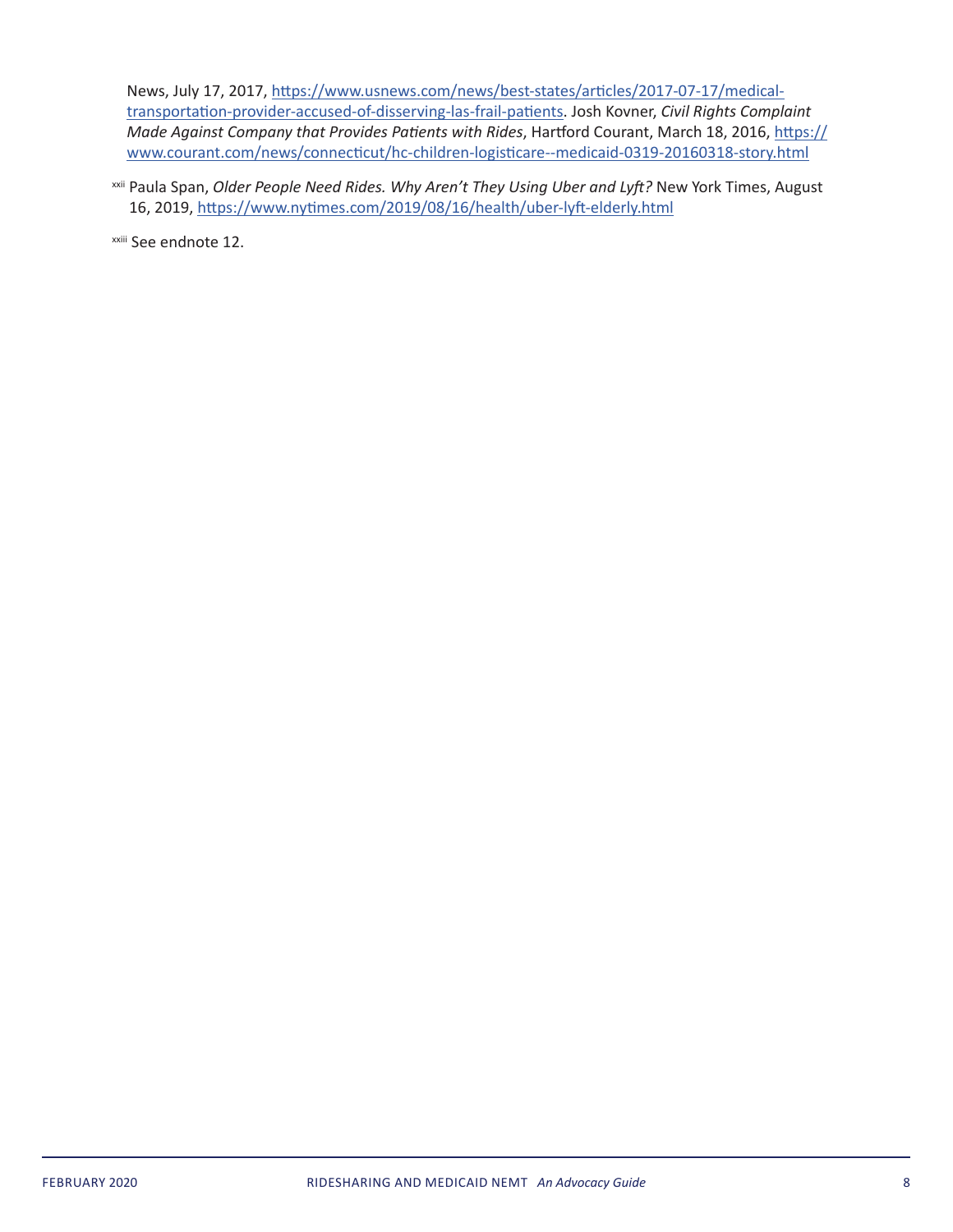News, July 17, 2017, https://www.usnews.com/news/best-states/articles/2017-07-17/medical-transportation-provider-accused-of-disserving-las-frail-patients. Josh Kovner, *Civil Rights Complaint Made Against Company that Provides Patients with Rides*, Hartford Courant, March 18, 2016, https://www.courant.com/news/connecticut/hc-children-logisticare--medicaid-0319-20160318-story.html

[xxii] Paula Span, *Older People Need Rides. Why Aren't They Using Uber and Lyft?* New York Times, August 16, 2019, https://www.nytimes.com/2019/08/16/health/uber-lyft-elderly.html

[xxiii] See endnote 12.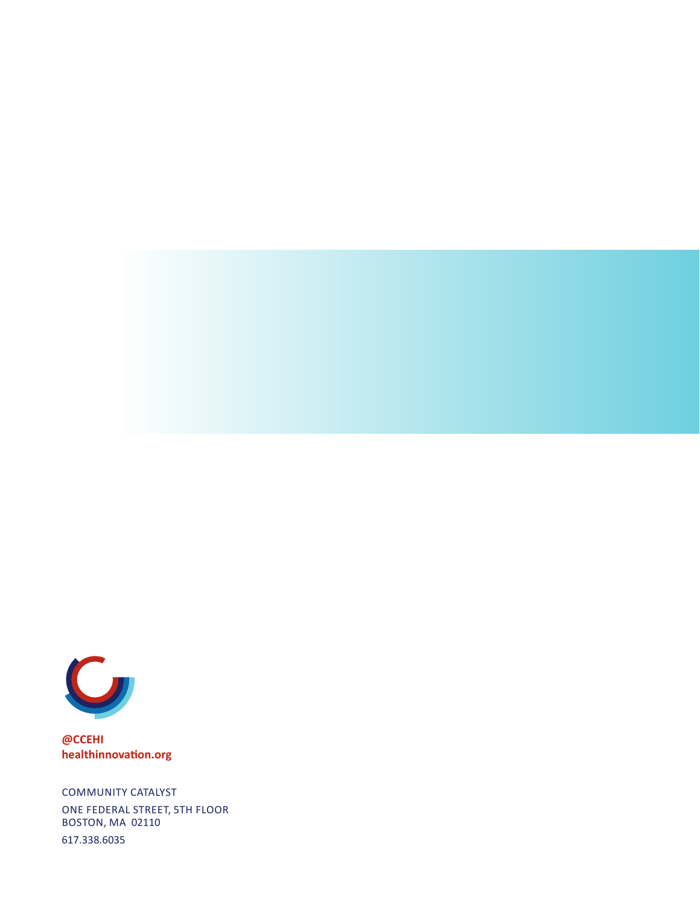**@CCEHI**
**healthinnovation.org**

COMMUNITY CATALYST

ONE FEDERAL STREET, 5TH FLOOR
BOSTON, MA 02110

617.338.6035